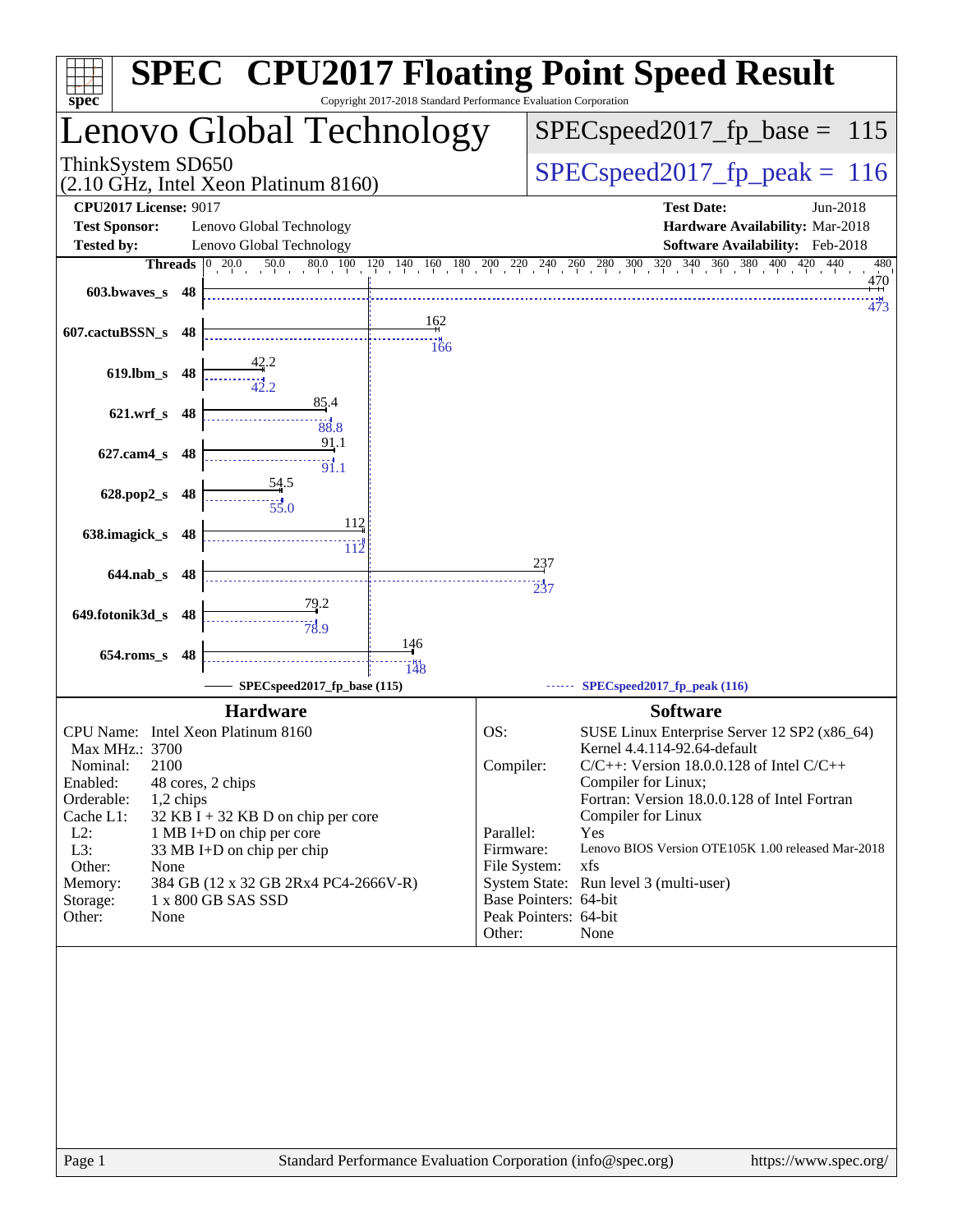# SPEC® CPU2017 Floating Point Speed Result

Copyright 2017-2018 Standard Performance Evaluation Corporation

## Lenovo Global Technology

ThinkSystem SD650
(2.10 GHz, Intel Xeon Platinum 8160)

SPECspeed2017_fp_base = 115

SPECspeed2017_fp_peak = 116

**CPU2017 License:** 9017
**Test Sponsor:** Lenovo Global Technology
**Tested by:** Lenovo Global Technology

**Test Date:** Jun-2018
**Hardware Availability:** Mar-2018
**Software Availability:** Feb-2018

| Benchmark | Threads | Base | Peak |
|---|---|---|---|
| 603.bwaves_s | 48 | 470 | 473 |
| 607.cactuBSSN_s | 48 | 162 | 166 |
| 619.lbm_s | 48 | 42.2 | 42.2 |
| 621.wrf_s | 48 | 85.4 | 88.8 |
| 627.cam4_s | 48 | 91.1 | 91.1 |
| 628.pop2_s | 48 | 54.5 | 55.0 |
| 638.imagick_s | 48 | 112 | 112 |
| 644.nab_s | 48 | 237 | 237 |
| 649.fotonik3d_s | 48 | 79.2 | 78.9 |
| 654.roms_s | 48 | 146 | 148 |

SPECspeed2017_fp_base (115) — SPECspeed2017_fp_peak (116)

### Hardware

| | |
|---|---|
| CPU Name: | Intel Xeon Platinum 8160 |
| Max MHz.: | 3700 |
| Nominal: | 2100 |
| Enabled: | 48 cores, 2 chips |
| Orderable: | 1,2 chips |
| Cache L1: | 32 KB I + 32 KB D on chip per core |
| L2: | 1 MB I+D on chip per core |
| L3: | 33 MB I+D on chip per chip |
| Other: | None |
| Memory: | 384 GB (12 x 32 GB 2Rx4 PC4-2666V-R) |
| Storage: | 1 x 800 GB SAS SSD |
| Other: | None |

### Software

| | |
|---|---|
| OS: | SUSE Linux Enterprise Server 12 SP2 (x86_64) Kernel 4.4.114-92.64-default |
| Compiler: | C/C++: Version 18.0.0.128 of Intel C/C++ Compiler for Linux; Fortran: Version 18.0.0.128 of Intel Fortran Compiler for Linux |
| Parallel: | Yes |
| Firmware: | Lenovo BIOS Version OTE105K 1.00 released Mar-2018 |
| File System: | xfs |
| System State: | Run level 3 (multi-user) |
| Base Pointers: | 64-bit |
| Peak Pointers: | 64-bit |
| Other: | None |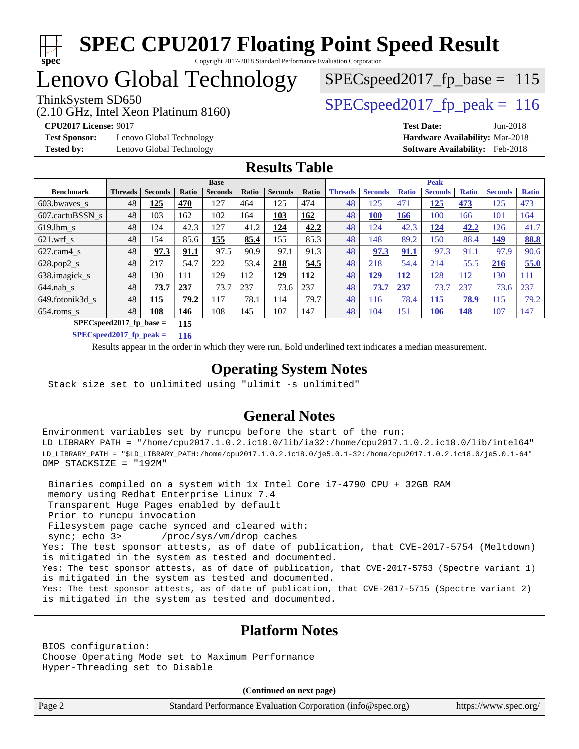# SPEC CPU2017 Floating Point Speed Result

Copyright 2017-2018 Standard Performance Evaluation Corporation

# Lenovo Global Technology

ThinkSystem SD650
(2.10 GHz, Intel Xeon Platinum 8160)

SPECspeed2017_fp_base = 115

SPECspeed2017_fp_peak = 116

**CPU2017 License:** 9017
**Test Sponsor:** Lenovo Global Technology
**Tested by:** Lenovo Global Technology

**Test Date:** Jun-2018
**Hardware Availability:** Mar-2018
**Software Availability:** Feb-2018

## Results Table

| | Base | | | | | | | Peak | | | | | | |
|---|---|---|---|---|---|---|---|---|---|---|---|---|---|---|
| **Benchmark** | **Threads** | **Seconds** | **Ratio** | **Seconds** | **Ratio** | **Seconds** | **Ratio** | **Threads** | **Seconds** | **Ratio** | **Seconds** | **Ratio** | **Seconds** | **Ratio** |
| 603.bwaves_s | 48 | **125** | **470** | 127 | 464 | 125 | 474 | 48 | 125 | 471 | **125** | **473** | 125 | 473 |
| 607.cactuBSSN_s | 48 | 103 | 162 | 102 | 164 | **103** | **162** | 48 | **100** | **166** | 100 | 166 | 101 | 164 |
| 619.lbm_s | 48 | 124 | 42.3 | 127 | 41.2 | **124** | **42.2** | 48 | 124 | 42.3 | **124** | **42.2** | 126 | 41.7 |
| 621.wrf_s | 48 | 154 | 85.6 | **155** | **85.4** | 155 | 85.3 | 48 | 148 | 89.2 | 150 | 88.4 | **149** | **88.8** |
| 627.cam4_s | 48 | **97.3** | **91.1** | 97.5 | 90.9 | 97.1 | 91.3 | 48 | **97.3** | **91.1** | 97.3 | 91.1 | 97.9 | 90.6 |
| 628.pop2_s | 48 | 217 | 54.7 | 222 | 53.4 | **218** | **54.5** | 48 | 218 | 54.4 | 214 | 55.5 | **216** | **55.0** |
| 638.imagick_s | 48 | 130 | 111 | 129 | 112 | **129** | **112** | 48 | **129** | **112** | 128 | 112 | 130 | 111 |
| 644.nab_s | 48 | **73.7** | **237** | 73.7 | 237 | 73.6 | 237 | 48 | **73.7** | **237** | 73.7 | 237 | 73.6 | 237 |
| 649.fotonik3d_s | 48 | **115** | **79.2** | 117 | 78.1 | 114 | 79.7 | 48 | 116 | 78.4 | **115** | **78.9** | 115 | 79.2 |
| 654.roms_s | 48 | **108** | **146** | 108 | 145 | 107 | 147 | 48 | 104 | 151 | **106** | **148** | 107 | 147 |

**SPECspeed2017_fp_base = 115**

**SPECspeed2017_fp_peak = 116**

Results appear in the order in which they were run. Bold underlined text indicates a median measurement.

## Operating System Notes

```
Stack size set to unlimited using "ulimit -s unlimited"
```

## General Notes

```
Environment variables set by runcpu before the start of the run:
LD_LIBRARY_PATH = "/home/cpu2017.1.0.2.ic18.0/lib/ia32:/home/cpu2017.1.0.2.ic18.0/lib/intel64"
LD_LIBRARY_PATH = "$LD_LIBRARY_PATH:/home/cpu2017.1.0.2.ic18.0/je5.0.1-32:/home/cpu2017.1.0.2.ic18.0/je5.0.1-64"
OMP_STACKSIZE = "192M"

 Binaries compiled on a system with 1x Intel Core i7-4790 CPU + 32GB RAM
 memory using Redhat Enterprise Linux 7.4
 Transparent Huge Pages enabled by default
 Prior to runcpu invocation
 Filesystem page cache synced and cleared with:
 sync; echo 3>       /proc/sys/vm/drop_caches
Yes: The test sponsor attests, as of date of publication, that CVE-2017-5754 (Meltdown)
is mitigated in the system as tested and documented.
Yes: The test sponsor attests, as of date of publication, that CVE-2017-5753 (Spectre variant 1)
is mitigated in the system as tested and documented.
Yes: The test sponsor attests, as of date of publication, that CVE-2017-5715 (Spectre variant 2)
is mitigated in the system as tested and documented.
```

## Platform Notes

```
BIOS configuration:
Choose Operating Mode set to Maximum Performance
Hyper-Threading set to Disable
```

**(Continued on next page)**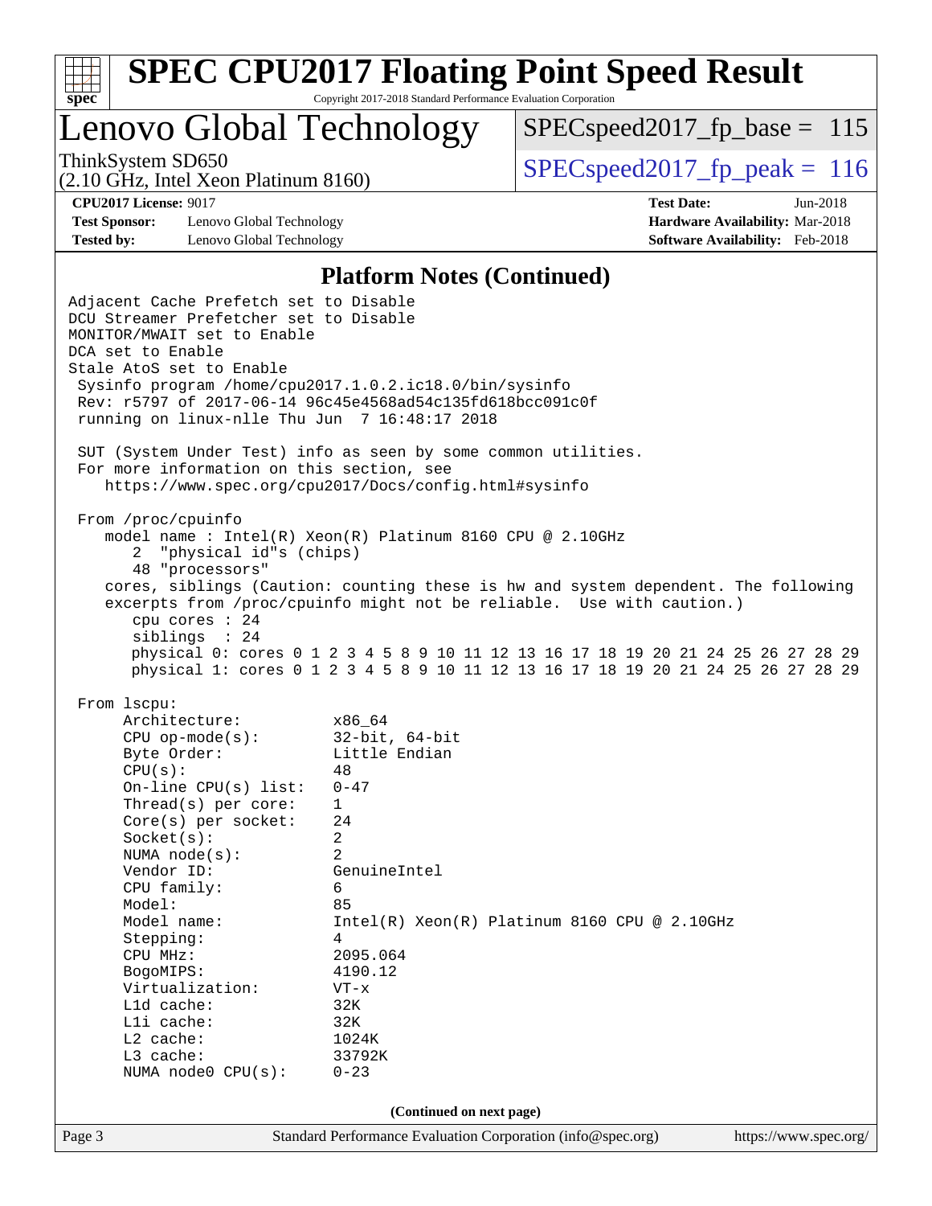# SPEC CPU2017 Floating Point Speed Result

Copyright 2017-2018 Standard Performance Evaluation Corporation

## Lenovo Global Technology

ThinkSystem SD650
(2.10 GHz, Intel Xeon Platinum 8160)

SPECspeed2017_fp_base = 115

SPECspeed2017_fp_peak = 116

**CPU2017 License:** 9017
**Test Sponsor:** Lenovo Global Technology
**Tested by:** Lenovo Global Technology

**Test Date:** Jun-2018
**Hardware Availability:** Mar-2018
**Software Availability:** Feb-2018

### Platform Notes (Continued)

```
Adjacent Cache Prefetch set to Disable
DCU Streamer Prefetcher set to Disable
MONITOR/MWAIT set to Enable
DCA set to Enable
Stale AtoS set to Enable
 Sysinfo program /home/cpu2017.1.0.2.ic18.0/bin/sysinfo
 Rev: r5797 of 2017-06-14 96c45e4568ad54c135fd618bcc091c0f
 running on linux-nlle Thu Jun  7 16:48:17 2018

 SUT (System Under Test) info as seen by some common utilities.
 For more information on this section, see
    https://www.spec.org/cpu2017/Docs/config.html#sysinfo

 From /proc/cpuinfo
    model name : Intel(R) Xeon(R) Platinum 8160 CPU @ 2.10GHz
       2  "physical id"s (chips)
       48 "processors"
    cores, siblings (Caution: counting these is hw and system dependent. The following
    excerpts from /proc/cpuinfo might not be reliable.  Use with caution.)
       cpu cores : 24
       siblings  : 24
       physical 0: cores 0 1 2 3 4 5 8 9 10 11 12 13 16 17 18 19 20 21 24 25 26 27 28 29
       physical 1: cores 0 1 2 3 4 5 8 9 10 11 12 13 16 17 18 19 20 21 24 25 26 27 28 29

 From lscpu:
      Architecture:          x86_64
      CPU op-mode(s):        32-bit, 64-bit
      Byte Order:            Little Endian
      CPU(s):                48
      On-line CPU(s) list:   0-47
      Thread(s) per core:    1
      Core(s) per socket:    24
      Socket(s):             2
      NUMA node(s):          2
      Vendor ID:             GenuineIntel
      CPU family:            6
      Model:                 85
      Model name:            Intel(R) Xeon(R) Platinum 8160 CPU @ 2.10GHz
      Stepping:              4
      CPU MHz:               2095.064
      BogoMIPS:              4190.12
      Virtualization:        VT-x
      L1d cache:             32K
      L1i cache:             32K
      L2 cache:              1024K
      L3 cache:              33792K
      NUMA node0 CPU(s):     0-23
```

(Continued on next page)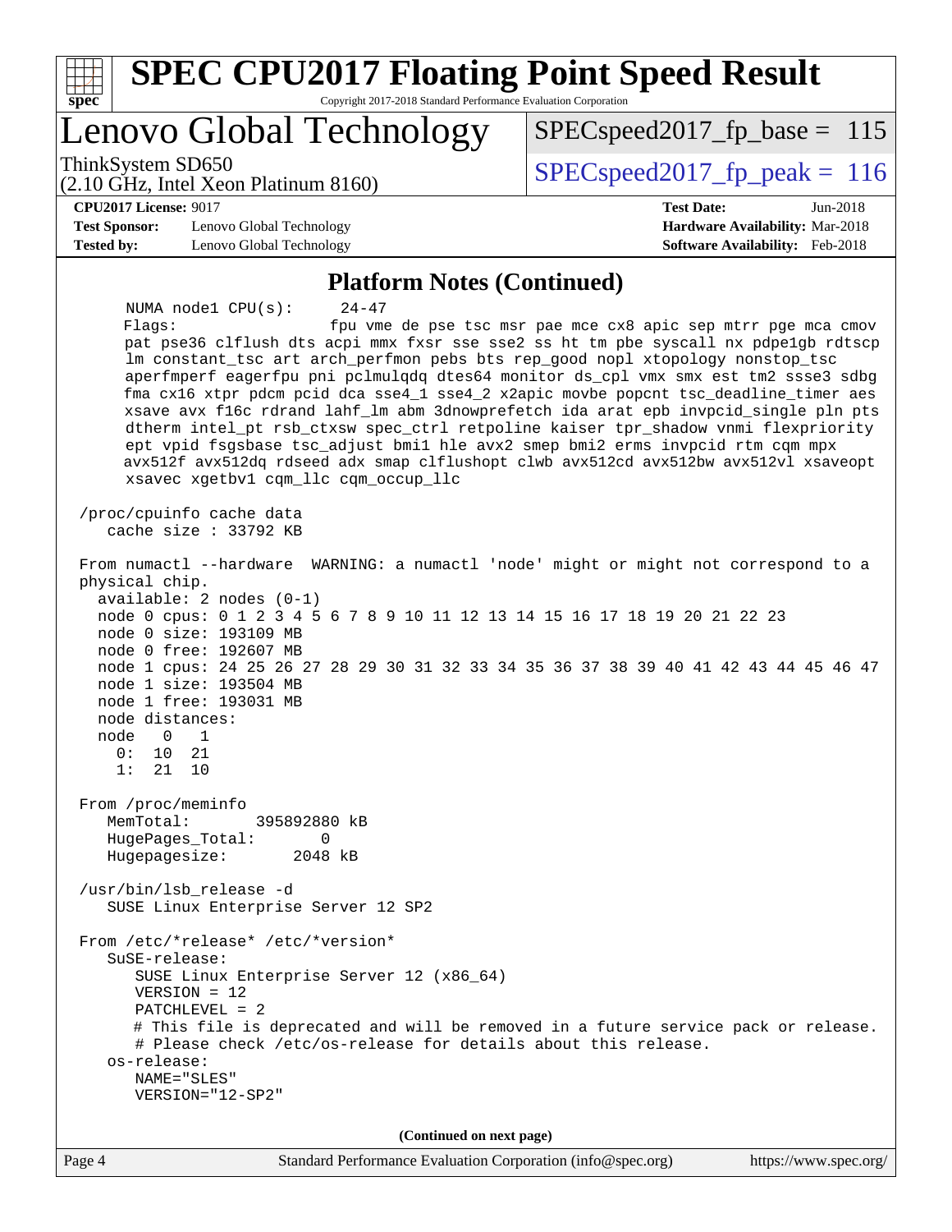## Platform Notes (Continued)

```
     NUMA node1 CPU(s):     24-47
     Flags:                 fpu vme de pse tsc msr pae mce cx8 apic sep mtrr pge mca cmov
     pat pse36 clflush dts acpi mmx fxsr sse sse2 ss ht tm pbe syscall nx pdpe1gb rdtscp
     lm constant_tsc art arch_perfmon pebs bts rep_good nopl xtopology nonstop_tsc
     aperfmperf eagerfpu pni pclmulqdq dtes64 monitor ds_cpl vmx smx est tm2 ssse3 sdbg
     fma cx16 xtpr pdcm pcid dca sse4_1 sse4_2 x2apic movbe popcnt tsc_deadline_timer aes
     xsave avx f16c rdrand lahf_lm abm 3dnowprefetch ida arat epb invpcid_single pln pts
     dtherm intel_pt rsb_ctxsw spec_ctrl retpoline kaiser tpr_shadow vnmi flexpriority
     ept vpid fsgsbase tsc_adjust bmi1 hle avx2 smep bmi2 erms invpcid rtm cqm mpx
     avx512f avx512dq rdseed adx smap clflushopt clwb avx512cd avx512bw avx512vl xsaveopt
     xsavec xgetbv1 cqm_llc cqm_occup_llc

/proc/cpuinfo cache data
   cache size : 33792 KB

From numactl --hardware  WARNING: a numactl 'node' might or might not correspond to a
physical chip.
  available: 2 nodes (0-1)
  node 0 cpus: 0 1 2 3 4 5 6 7 8 9 10 11 12 13 14 15 16 17 18 19 20 21 22 23
  node 0 size: 193109 MB
  node 0 free: 192607 MB
  node 1 cpus: 24 25 26 27 28 29 30 31 32 33 34 35 36 37 38 39 40 41 42 43 44 45 46 47
  node 1 size: 193504 MB
  node 1 free: 193031 MB
  node distances:
  node   0   1
    0:  10  21
    1:  21  10

From /proc/meminfo
   MemTotal:       395892880 kB
   HugePages_Total:       0
   Hugepagesize:       2048 kB

/usr/bin/lsb_release -d
   SUSE Linux Enterprise Server 12 SP2

From /etc/*release* /etc/*version*
   SuSE-release:
      SUSE Linux Enterprise Server 12 (x86_64)
      VERSION = 12
      PATCHLEVEL = 2
      # This file is deprecated and will be removed in a future service pack or release.
      # Please check /etc/os-release for details about this release.
   os-release:
      NAME="SLES"
      VERSION="12-SP2"
```

(Continued on next page)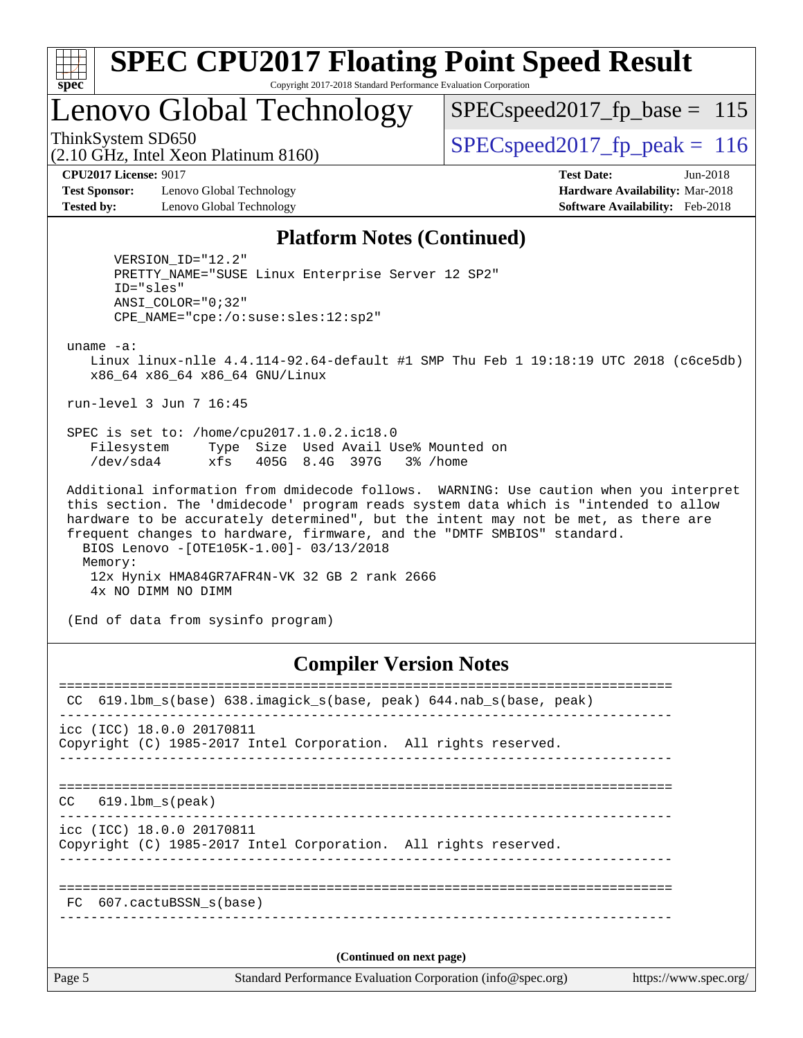## Platform Notes (Continued)

```
      VERSION_ID="12.2"
      PRETTY_NAME="SUSE Linux Enterprise Server 12 SP2"
      ID="sles"
      ANSI_COLOR="0;32"
      CPE_NAME="cpe:/o:suse:sles:12:sp2"

 uname -a:
    Linux linux-nlle 4.4.114-92.64-default #1 SMP Thu Feb 1 19:18:19 UTC 2018 (c6ce5db)
    x86_64 x86_64 x86_64 GNU/Linux

 run-level 3 Jun 7 16:45

 SPEC is set to: /home/cpu2017.1.0.2.ic18.0
    Filesystem     Type  Size  Used Avail Use% Mounted on
    /dev/sda4      xfs   405G  8.4G  397G   3% /home

 Additional information from dmidecode follows.  WARNING: Use caution when you interpret
 this section. The 'dmidecode' program reads system data which is "intended to allow
 hardware to be accurately determined", but the intent may not be met, as there are
 frequent changes to hardware, firmware, and the "DMTF SMBIOS" standard.
   BIOS Lenovo -[OTE105K-1.00]- 03/13/2018
   Memory:
    12x Hynix HMA84GR7AFR4N-VK 32 GB 2 rank 2666
    4x NO DIMM NO DIMM

 (End of data from sysinfo program)
```

## Compiler Version Notes

```
==============================================================================
 CC  619.lbm_s(base) 638.imagick_s(base, peak) 644.nab_s(base, peak)
------------------------------------------------------------------------------
icc (ICC) 18.0.0 20170811
Copyright (C) 1985-2017 Intel Corporation.  All rights reserved.
------------------------------------------------------------------------------

==============================================================================
 CC  619.lbm_s(peak)
------------------------------------------------------------------------------
icc (ICC) 18.0.0 20170811
Copyright (C) 1985-2017 Intel Corporation.  All rights reserved.
------------------------------------------------------------------------------

==============================================================================
 FC  607.cactuBSSN_s(base)
------------------------------------------------------------------------------
```

(Continued on next page)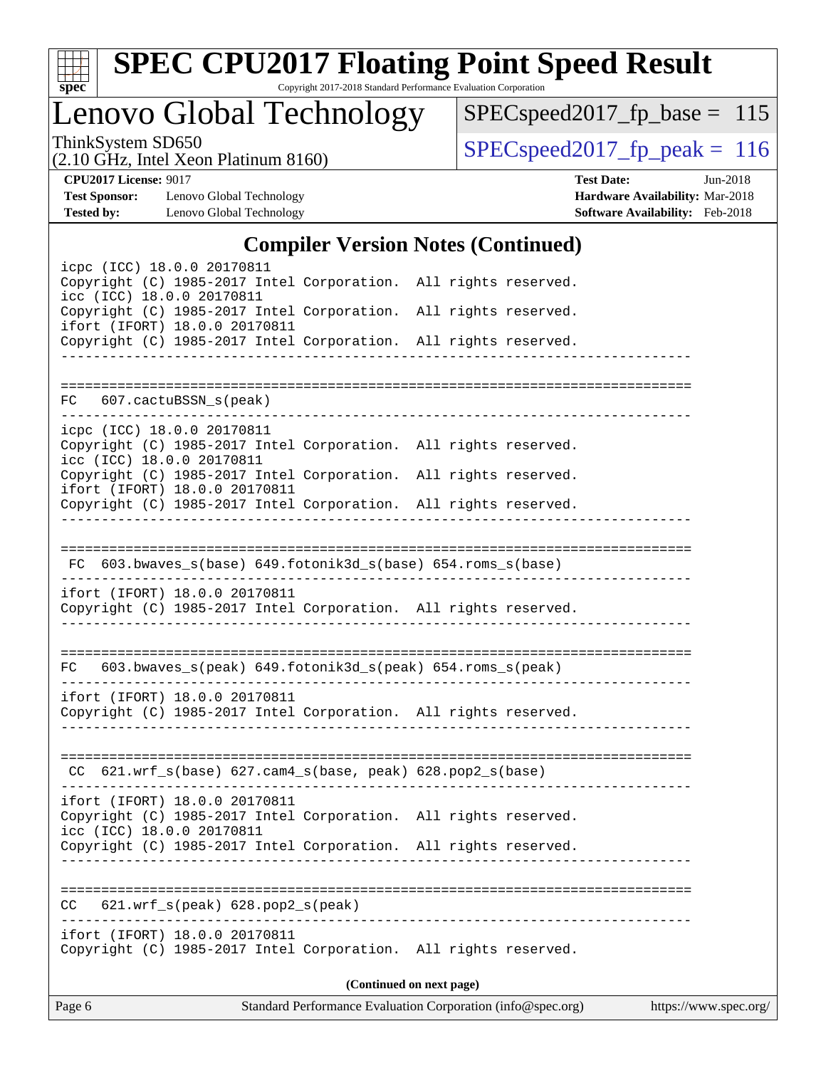## Compiler Version Notes (Continued)

```
icpc (ICC) 18.0.0 20170811
Copyright (C) 1985-2017 Intel Corporation.  All rights reserved.
icc (ICC) 18.0.0 20170811
Copyright (C) 1985-2017 Intel Corporation.  All rights reserved.
ifort (IFORT) 18.0.0 20170811
Copyright (C) 1985-2017 Intel Corporation.  All rights reserved.
------------------------------------------------------------------------------

==============================================================================
FC   607.cactuBSSN_s(peak)
------------------------------------------------------------------------------
icpc (ICC) 18.0.0 20170811
Copyright (C) 1985-2017 Intel Corporation.  All rights reserved.
icc (ICC) 18.0.0 20170811
Copyright (C) 1985-2017 Intel Corporation.  All rights reserved.
ifort (IFORT) 18.0.0 20170811
Copyright (C) 1985-2017 Intel Corporation.  All rights reserved.
------------------------------------------------------------------------------

==============================================================================
 FC  603.bwaves_s(base) 649.fotonik3d_s(base) 654.roms_s(base)
------------------------------------------------------------------------------
ifort (IFORT) 18.0.0 20170811
Copyright (C) 1985-2017 Intel Corporation.  All rights reserved.
------------------------------------------------------------------------------

==============================================================================
FC   603.bwaves_s(peak) 649.fotonik3d_s(peak) 654.roms_s(peak)
------------------------------------------------------------------------------
ifort (IFORT) 18.0.0 20170811
Copyright (C) 1985-2017 Intel Corporation.  All rights reserved.
------------------------------------------------------------------------------

==============================================================================
 CC  621.wrf_s(base) 627.cam4_s(base, peak) 628.pop2_s(base)
------------------------------------------------------------------------------
ifort (IFORT) 18.0.0 20170811
Copyright (C) 1985-2017 Intel Corporation.  All rights reserved.
icc (ICC) 18.0.0 20170811
Copyright (C) 1985-2017 Intel Corporation.  All rights reserved.
------------------------------------------------------------------------------

==============================================================================
CC   621.wrf_s(peak) 628.pop2_s(peak)
------------------------------------------------------------------------------
ifort (IFORT) 18.0.0 20170811
Copyright (C) 1985-2017 Intel Corporation.  All rights reserved.
```

**(Continued on next page)**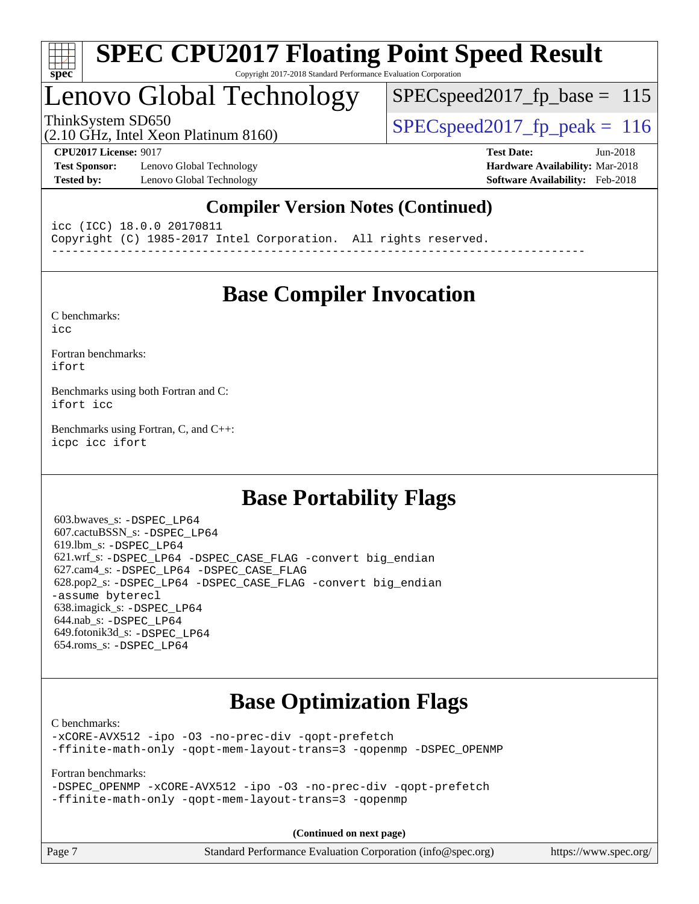## Compiler Version Notes (Continued)

```
icc (ICC) 18.0.0 20170811
Copyright (C) 1985-2017 Intel Corporation.  All rights reserved.
------------------------------------------------------------------------------
```

## Base Compiler Invocation

C benchmarks:
icc

Fortran benchmarks:
ifort

Benchmarks using both Fortran and C:
ifort icc

Benchmarks using Fortran, C, and C++:
icpc icc ifort

## Base Portability Flags

603.bwaves_s: -DSPEC_LP64
607.cactuBSSN_s: -DSPEC_LP64
619.lbm_s: -DSPEC_LP64
621.wrf_s: -DSPEC_LP64 -DSPEC_CASE_FLAG -convert big_endian
627.cam4_s: -DSPEC_LP64 -DSPEC_CASE_FLAG
628.pop2_s: -DSPEC_LP64 -DSPEC_CASE_FLAG -convert big_endian -assume byterecl
638.imagick_s: -DSPEC_LP64
644.nab_s: -DSPEC_LP64
649.fotonik3d_s: -DSPEC_LP64
654.roms_s: -DSPEC_LP64

## Base Optimization Flags

C benchmarks:
-xCORE-AVX512 -ipo -O3 -no-prec-div -qopt-prefetch
-ffinite-math-only -qopt-mem-layout-trans=3 -qopenmp -DSPEC_OPENMP

Fortran benchmarks:
-DSPEC_OPENMP -xCORE-AVX512 -ipo -O3 -no-prec-div -qopt-prefetch
-ffinite-math-only -qopt-mem-layout-trans=3 -qopenmp

**(Continued on next page)**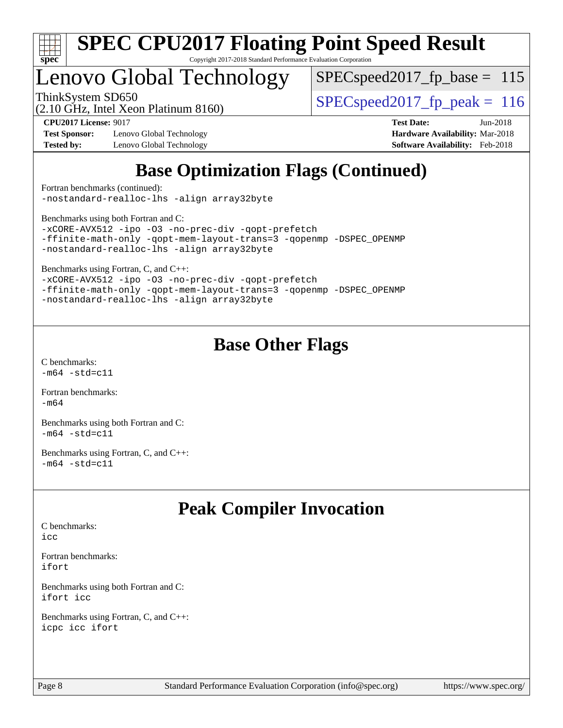# Lenovo Global Technology

ThinkSystem SD650
(2.10 GHz, Intel Xeon Platinum 8160)

SPECspeed2017_fp_base = 115

SPECspeed2017_fp_peak = 116

**CPU2017 License:** 9017
**Test Sponsor:** Lenovo Global Technology
**Tested by:** Lenovo Global Technology

**Test Date:** Jun-2018
**Hardware Availability:** Mar-2018
**Software Availability:** Feb-2018

## Base Optimization Flags (Continued)

Fortran benchmarks (continued):
```
-nostandard-realloc-lhs -align array32byte
```

Benchmarks using both Fortran and C:
```
-xCORE-AVX512 -ipo -O3 -no-prec-div -qopt-prefetch
-ffinite-math-only -qopt-mem-layout-trans=3 -qopenmp -DSPEC_OPENMP
-nostandard-realloc-lhs -align array32byte
```

Benchmarks using Fortran, C, and C++:
```
-xCORE-AVX512 -ipo -O3 -no-prec-div -qopt-prefetch
-ffinite-math-only -qopt-mem-layout-trans=3 -qopenmp -DSPEC_OPENMP
-nostandard-realloc-lhs -align array32byte
```

## Base Other Flags

C benchmarks:
```
-m64 -std=c11
```

Fortran benchmarks:
```
-m64
```

Benchmarks using both Fortran and C:
```
-m64 -std=c11
```

Benchmarks using Fortran, C, and C++:
```
-m64 -std=c11
```

## Peak Compiler Invocation

C benchmarks:
```
icc
```

Fortran benchmarks:
```
ifort
```

Benchmarks using both Fortran and C:
```
ifort icc
```

Benchmarks using Fortran, C, and C++:
```
icpc icc ifort
```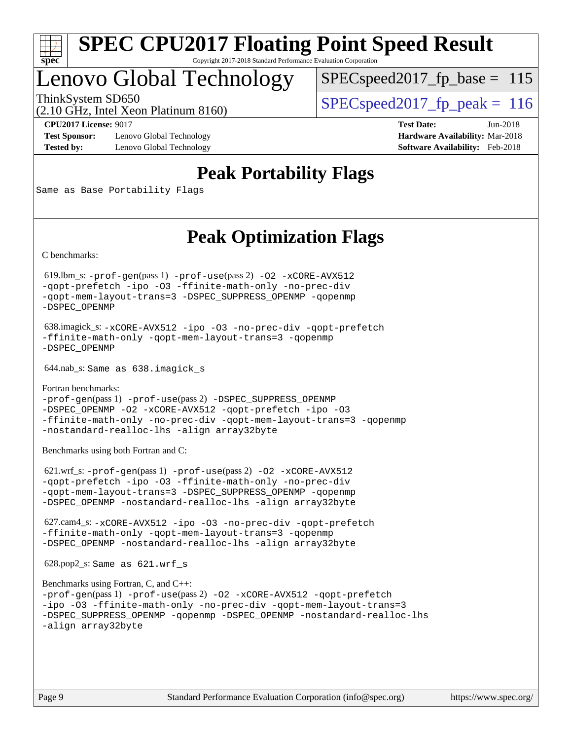# SPEC CPU2017 Floating Point Speed Result

Copyright 2017-2018 Standard Performance Evaluation Corporation

## Lenovo Global Technology

ThinkSystem SD650
(2.10 GHz, Intel Xeon Platinum 8160)

SPECspeed2017_fp_base = 115

SPECspeed2017_fp_peak = 116

**CPU2017 License:** 9017
**Test Sponsor:** Lenovo Global Technology
**Tested by:** Lenovo Global Technology

**Test Date:** Jun-2018
**Hardware Availability:** Mar-2018
**Software Availability:** Feb-2018

## Peak Portability Flags

Same as Base Portability Flags

## Peak Optimization Flags

C benchmarks:

619.lbm_s: -prof-gen(pass 1) -prof-use(pass 2) -O2 -xCORE-AVX512 -qopt-prefetch -ipo -O3 -ffinite-math-only -no-prec-div -qopt-mem-layout-trans=3 -DSPEC_SUPPRESS_OPENMP -qopenmp -DSPEC_OPENMP

638.imagick_s: -xCORE-AVX512 -ipo -O3 -no-prec-div -qopt-prefetch -ffinite-math-only -qopt-mem-layout-trans=3 -qopenmp -DSPEC_OPENMP

644.nab_s: Same as 638.imagick_s

Fortran benchmarks:
-prof-gen(pass 1) -prof-use(pass 2) -DSPEC_SUPPRESS_OPENMP -DSPEC_OPENMP -O2 -xCORE-AVX512 -qopt-prefetch -ipo -O3 -ffinite-math-only -no-prec-div -qopt-mem-layout-trans=3 -qopenmp -nostandard-realloc-lhs -align array32byte

Benchmarks using both Fortran and C:

621.wrf_s: -prof-gen(pass 1) -prof-use(pass 2) -O2 -xCORE-AVX512 -qopt-prefetch -ipo -O3 -ffinite-math-only -no-prec-div -qopt-mem-layout-trans=3 -DSPEC_SUPPRESS_OPENMP -qopenmp -DSPEC_OPENMP -nostandard-realloc-lhs -align array32byte

627.cam4_s: -xCORE-AVX512 -ipo -O3 -no-prec-div -qopt-prefetch -ffinite-math-only -qopt-mem-layout-trans=3 -qopenmp -DSPEC_OPENMP -nostandard-realloc-lhs -align array32byte

628.pop2_s: Same as 621.wrf_s

Benchmarks using Fortran, C, and C++:
-prof-gen(pass 1) -prof-use(pass 2) -O2 -xCORE-AVX512 -qopt-prefetch -ipo -O3 -ffinite-math-only -no-prec-div -qopt-mem-layout-trans=3 -DSPEC_SUPPRESS_OPENMP -qopenmp -DSPEC_OPENMP -nostandard-realloc-lhs -align array32byte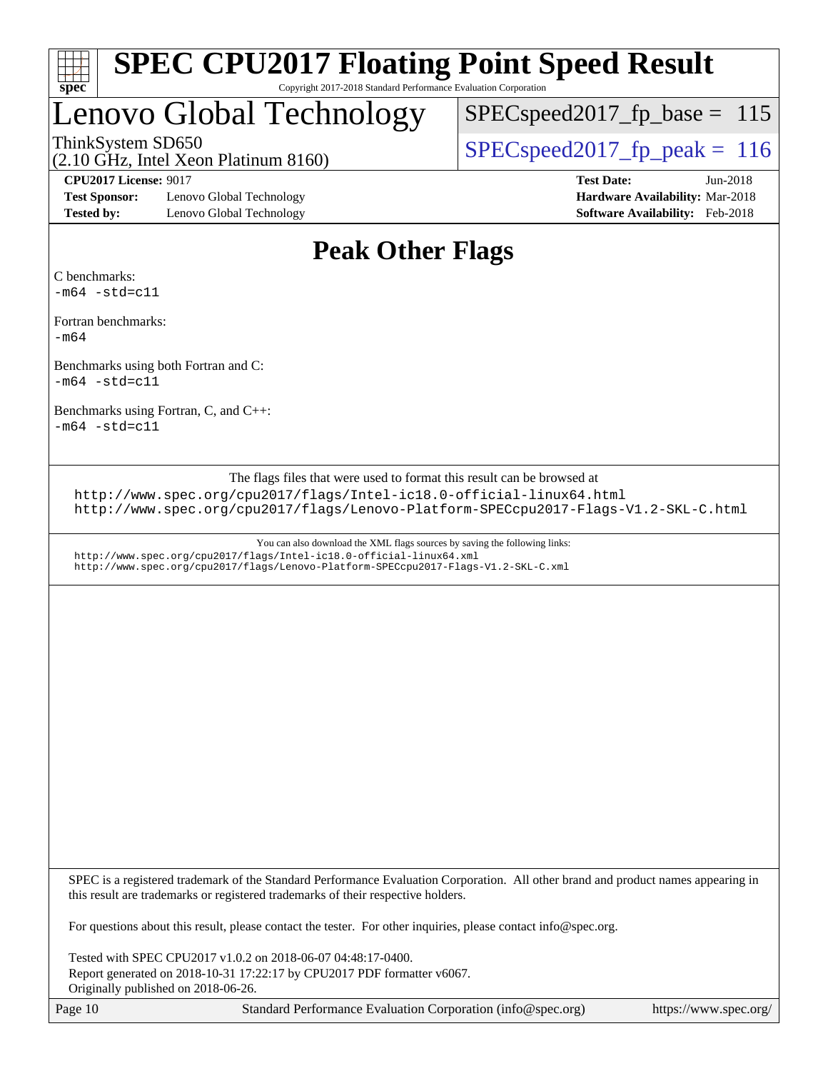# SPEC CPU2017 Floating Point Speed Result

Copyright 2017-2018 Standard Performance Evaluation Corporation

# Lenovo Global Technology

ThinkSystem SD650
(2.10 GHz, Intel Xeon Platinum 8160)

SPECspeed2017_fp_base = 115

SPECspeed2017_fp_peak = 116

**CPU2017 License:** 9017
**Test Sponsor:** Lenovo Global Technology
**Tested by:** Lenovo Global Technology

**Test Date:** Jun-2018
**Hardware Availability:** Mar-2018
**Software Availability:** Feb-2018

## Peak Other Flags

C benchmarks:
`-m64 -std=c11`

Fortran benchmarks:
`-m64`

Benchmarks using both Fortran and C:
`-m64 -std=c11`

Benchmarks using Fortran, C, and C++:
`-m64 -std=c11`

The flags files that were used to format this result can be browsed at
http://www.spec.org/cpu2017/flags/Intel-ic18.0-official-linux64.html
http://www.spec.org/cpu2017/flags/Lenovo-Platform-SPECcpu2017-Flags-V1.2-SKL-C.html

You can also download the XML flags sources by saving the following links:
http://www.spec.org/cpu2017/flags/Intel-ic18.0-official-linux64.xml
http://www.spec.org/cpu2017/flags/Lenovo-Platform-SPECcpu2017-Flags-V1.2-SKL-C.xml

SPEC is a registered trademark of the Standard Performance Evaluation Corporation. All other brand and product names appearing in this result are trademarks or registered trademarks of their respective holders.

For questions about this result, please contact the tester. For other inquiries, please contact info@spec.org.

Tested with SPEC CPU2017 v1.0.2 on 2018-06-07 04:48:17-0400.
Report generated on 2018-10-31 17:22:17 by CPU2017 PDF formatter v6067.
Originally published on 2018-06-26.